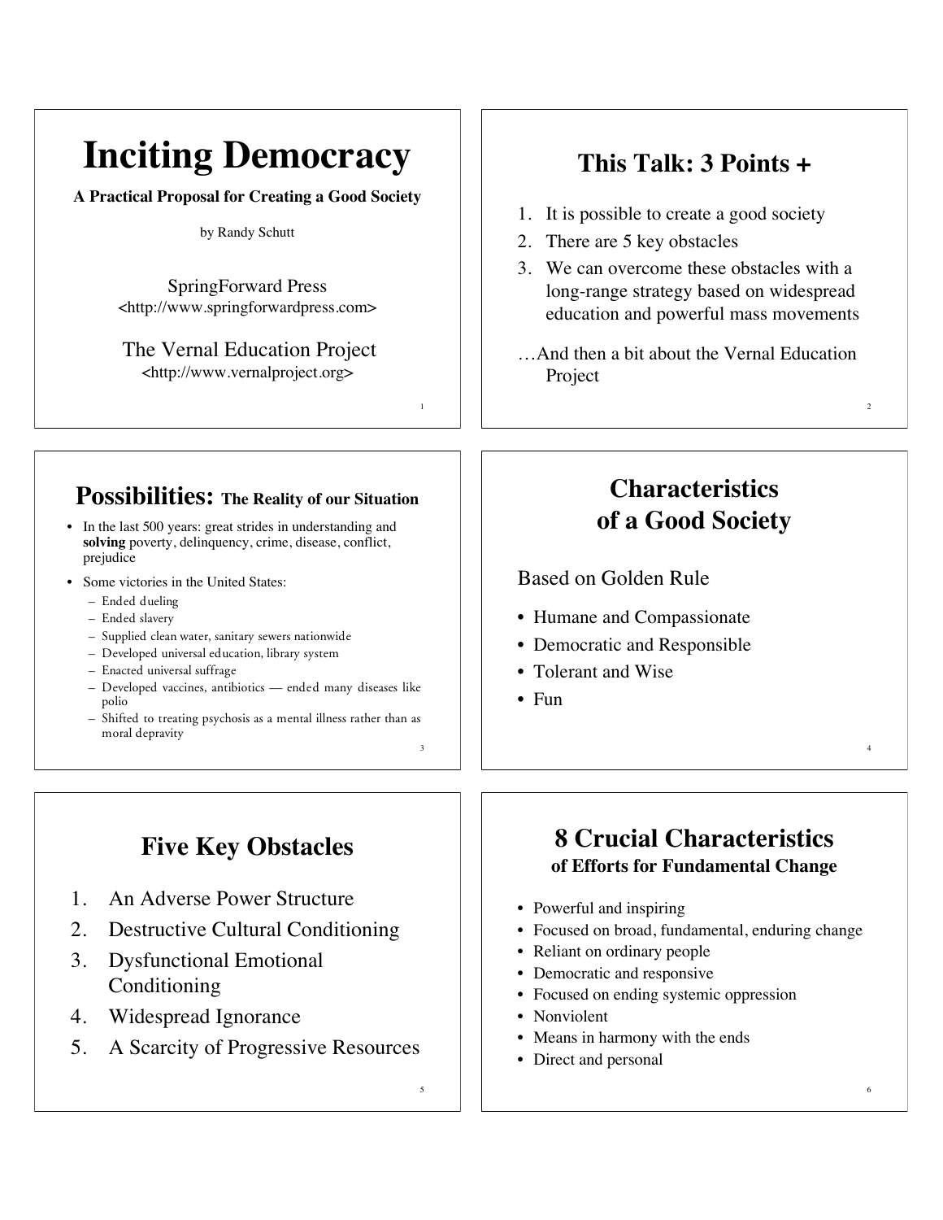# Inciting Democracy

**A Practical Proposal for Creating a Good Society**

by Randy Schutt

SpringForward Press
<http://www.springforwardpress.com>

The Vernal Education Project
<http://www.vernalproject.org>

## This Talk: 3 Points +

1. It is possible to create a good society
2. There are 5 key obstacles
3. We can overcome these obstacles with a long-range strategy based on widespread education and powerful mass movements

…And then a bit about the Vernal Education Project

## Possibilities: The Reality of our Situation

- In the last 500 years: great strides in understanding and **solving** poverty, delinquency, crime, disease, conflict, prejudice
- Some victories in the United States:
  - Ended dueling
  - Ended slavery
  - Supplied clean water, sanitary sewers nationwide
  - Developed universal education, library system
  - Enacted universal suffrage
  - Developed vaccines, antibiotics — ended many diseases like polio
  - Shifted to treating psychosis as a mental illness rather than as moral depravity

## Characteristics of a Good Society

Based on Golden Rule

- Humane and Compassionate
- Democratic and Responsible
- Tolerant and Wise
- Fun

## Five Key Obstacles

1. An Adverse Power Structure
2. Destructive Cultural Conditioning
3. Dysfunctional Emotional Conditioning
4. Widespread Ignorance
5. A Scarcity of Progressive Resources

## 8 Crucial Characteristics of Efforts for Fundamental Change

- Powerful and inspiring
- Focused on broad, fundamental, enduring change
- Reliant on ordinary people
- Democratic and responsive
- Focused on ending systemic oppression
- Nonviolent
- Means in harmony with the ends
- Direct and personal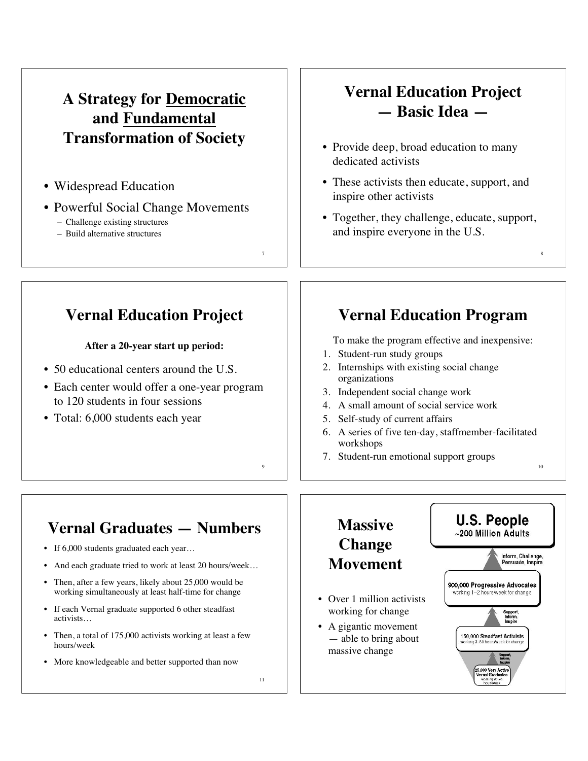# A Strategy for Democratic and Fundamental Transformation of Society

- Widespread Education
- Powerful Social Change Movements
  - Challenge existing structures
  - Build alternative structures

# Vernal Education Project — Basic Idea —

- Provide deep, broad education to many dedicated activists
- These activists then educate, support, and inspire other activists
- Together, they challenge, educate, support, and inspire everyone in the U.S.

# Vernal Education Project

**After a 20-year start up period:**

- 50 educational centers around the U.S.
- Each center would offer a one-year program to 120 students in four sessions
- Total: 6,000 students each year

# Vernal Education Program

To make the program effective and inexpensive:

1. Student-run study groups
2. Internships with existing social change organizations
3. Independent social change work
4. A small amount of social service work
5. Self-study of current affairs
6. A series of five ten-day, staffmember-facilitated workshops
7. Student-run emotional support groups

# Vernal Graduates — Numbers

- If 6,000 students graduated each year…
- And each graduate tried to work at least 20 hours/week…
- Then, after a few years, likely about 25,000 would be working simultaneously at least half-time for change
- If each Vernal graduate supported 6 other steadfast activists…
- Then, a total of 175,000 activists working at least a few hours/week
- More knowledgeable and better supported than now

# Massive Change Movement

- Over 1 million activists working for change
- A gigantic movement — able to bring about massive change

U.S. People
~200 Million Adults

Inform, Challenge, Persuade, Inspire

900,000 Progressive Advocates
working 1–2 hours/week for change

Support, Inform, Inspire

150,000 Steadfast Activists
working 3–60 hours/week for change

Support, Inform, Inspire

25,000 Very Active Vernal Graduates
working 20–45 hours/week